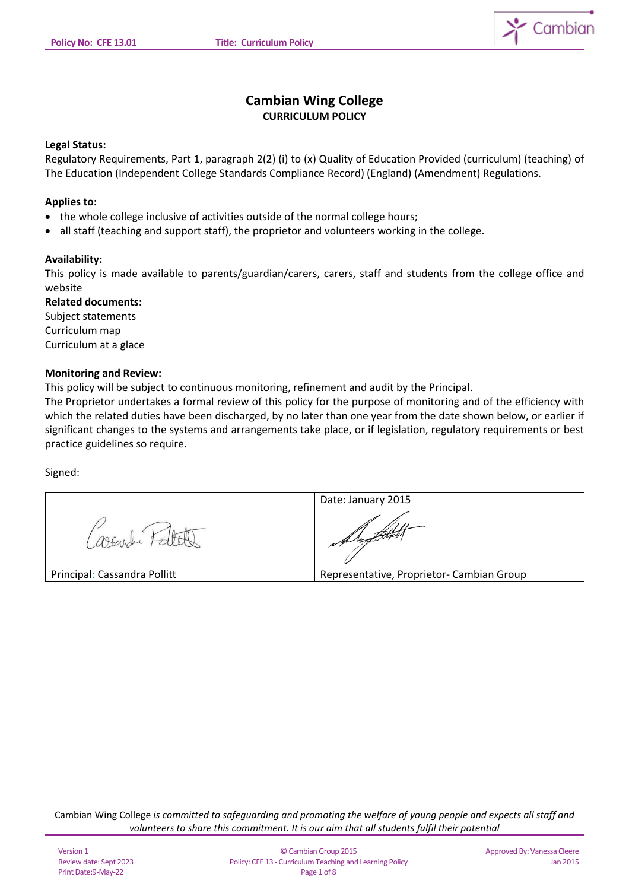# Cambian Wing College

## CURRICULUM POLICY

**Legal Status:**

Regulatory Requirements, Part 1, paragraph 2(2) (i) to (x) Quality of Education Provided (curriculum) (teaching) of The Education (Independent College Standards Compliance Record) (England) (Amendment) Regulations.

**Applies to:**

- the whole college inclusive of activities outside of the normal college hours;
- all staff (teaching and support staff), the proprietor and volunteers working in the college.

**Availability:**

This policy is made available to parents/guardian/carers, carers, staff and students from the college office and website

**Related documents:**

Subject statements
Curriculum map
Curriculum at a glace

**Monitoring and Review:**

This policy will be subject to continuous monitoring, refinement and audit by the Principal.

The Proprietor undertakes a formal review of this policy for the purpose of monitoring and of the efficiency with which the related duties have been discharged, by no later than one year from the date shown below, or earlier if significant changes to the systems and arrangements take place, or if legislation, regulatory requirements or best practice guidelines so require.

Signed:

| | Date: January 2015 |
|---|---|
| [signature] | [signature] |
| Principal: Cassandra Pollitt | Representative, Proprietor- Cambian Group |

Cambian Wing College *is committed to safeguarding and promoting the welfare of young people and expects all staff and volunteers to share this commitment. It is our aim that all students fulfil their potential*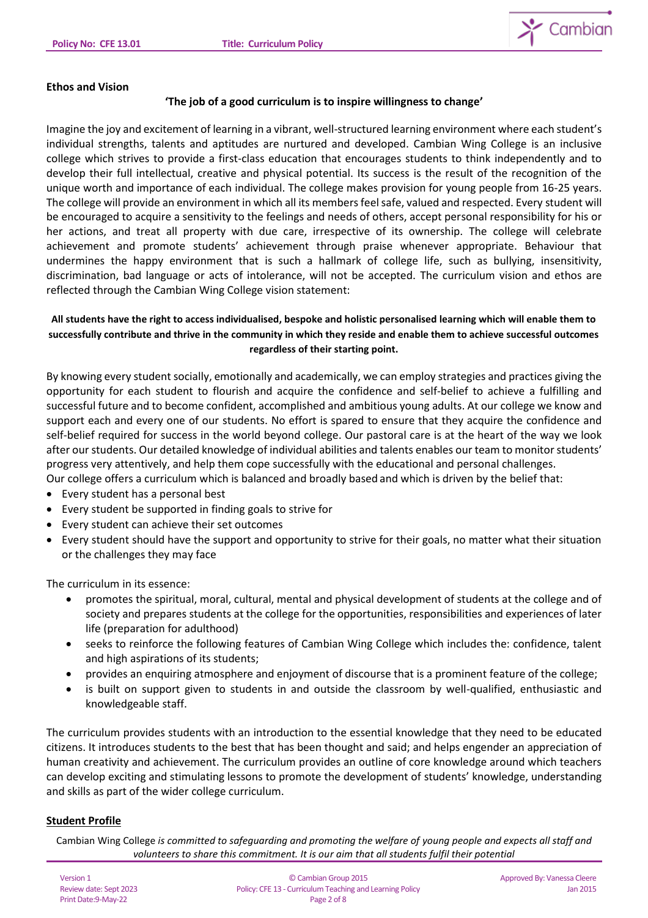**Ethos and Vision**

**'The job of a good curriculum is to inspire willingness to change'**

Imagine the joy and excitement of learning in a vibrant, well-structured learning environment where each student's individual strengths, talents and aptitudes are nurtured and developed. Cambian Wing College is an inclusive college which strives to provide a first-class education that encourages students to think independently and to develop their full intellectual, creative and physical potential. Its success is the result of the recognition of the unique worth and importance of each individual. The college makes provision for young people from 16-25 years. The college will provide an environment in which all its members feel safe, valued and respected. Every student will be encouraged to acquire a sensitivity to the feelings and needs of others, accept personal responsibility for his or her actions, and treat all property with due care, irrespective of its ownership. The college will celebrate achievement and promote students' achievement through praise whenever appropriate. Behaviour that undermines the happy environment that is such a hallmark of college life, such as bullying, insensitivity, discrimination, bad language or acts of intolerance, will not be accepted. The curriculum vision and ethos are reflected through the Cambian Wing College vision statement:

**All students have the right to access individualised, bespoke and holistic personalised learning which will enable them to successfully contribute and thrive in the community in which they reside and enable them to achieve successful outcomes regardless of their starting point.**

By knowing every student socially, emotionally and academically, we can employ strategies and practices giving the opportunity for each student to flourish and acquire the confidence and self-belief to achieve a fulfilling and successful future and to become confident, accomplished and ambitious young adults. At our college we know and support each and every one of our students. No effort is spared to ensure that they acquire the confidence and self-belief required for success in the world beyond college. Our pastoral care is at the heart of the way we look after our students. Our detailed knowledge of individual abilities and talents enables our team to monitor students' progress very attentively, and help them cope successfully with the educational and personal challenges.
Our college offers a curriculum which is balanced and broadly based and which is driven by the belief that:

- Every student has a personal best
- Every student be supported in finding goals to strive for
- Every student can achieve their set outcomes
- Every student should have the support and opportunity to strive for their goals, no matter what their situation or the challenges they may face

The curriculum in its essence:

- promotes the spiritual, moral, cultural, mental and physical development of students at the college and of society and prepares students at the college for the opportunities, responsibilities and experiences of later life (preparation for adulthood)
- seeks to reinforce the following features of Cambian Wing College which includes the: confidence, talent and high aspirations of its students;
- provides an enquiring atmosphere and enjoyment of discourse that is a prominent feature of the college;
- is built on support given to students in and outside the classroom by well-qualified, enthusiastic and knowledgeable staff.

The curriculum provides students with an introduction to the essential knowledge that they need to be educated citizens. It introduces students to the best that has been thought and said; and helps engender an appreciation of human creativity and achievement. The curriculum provides an outline of core knowledge around which teachers can develop exciting and stimulating lessons to promote the development of students' knowledge, understanding and skills as part of the wider college curriculum.

**Student Profile**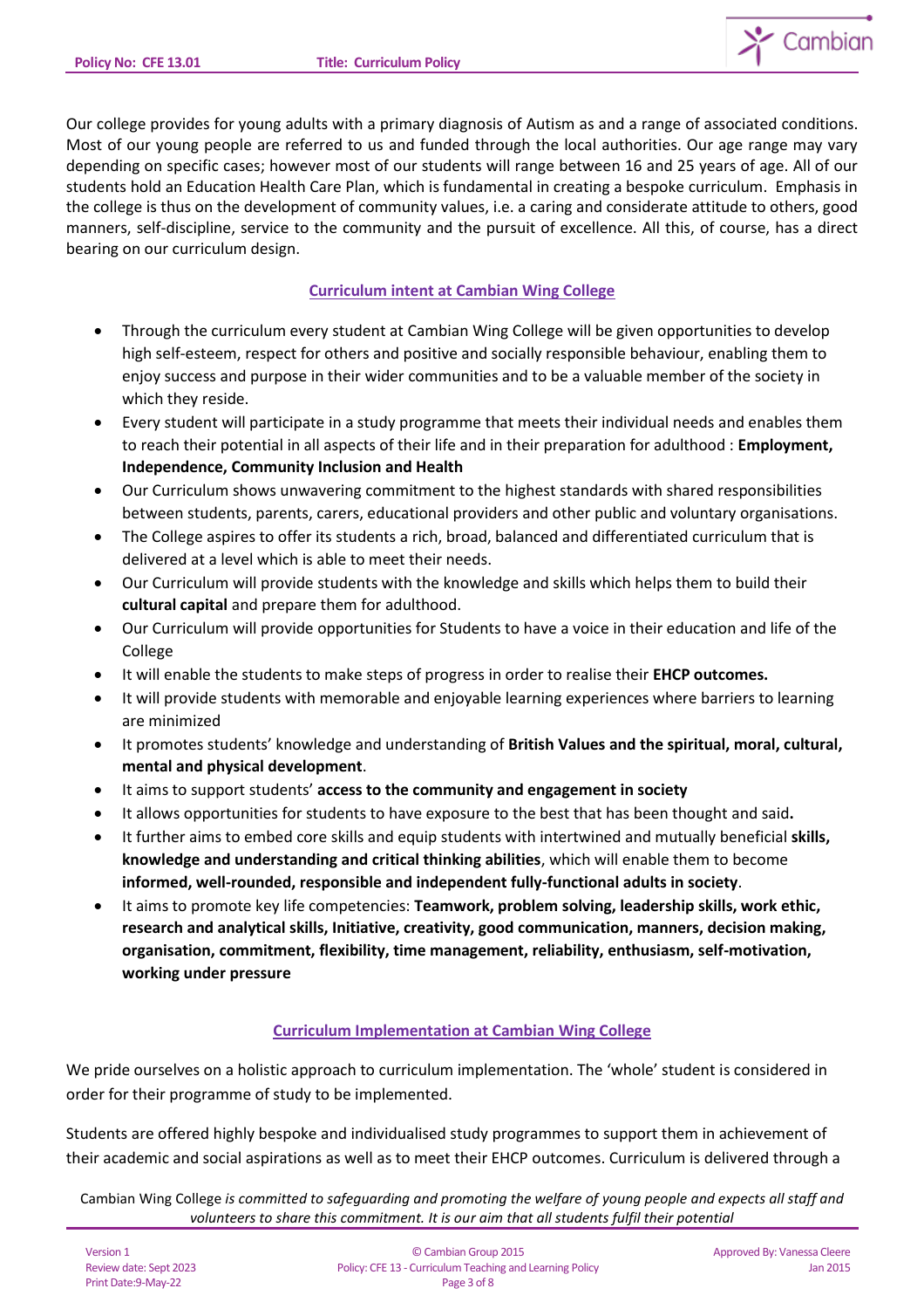Our college provides for young adults with a primary diagnosis of Autism as and a range of associated conditions. Most of our young people are referred to us and funded through the local authorities. Our age range may vary depending on specific cases; however most of our students will range between 16 and 25 years of age. All of our students hold an Education Health Care Plan, which is fundamental in creating a bespoke curriculum. Emphasis in the college is thus on the development of community values, i.e. a caring and considerate attitude to others, good manners, self-discipline, service to the community and the pursuit of excellence. All this, of course, has a direct bearing on our curriculum design.

## Curriculum intent at Cambian Wing College

- Through the curriculum every student at Cambian Wing College will be given opportunities to develop high self-esteem, respect for others and positive and socially responsible behaviour, enabling them to enjoy success and purpose in their wider communities and to be a valuable member of the society in which they reside.
- Every student will participate in a study programme that meets their individual needs and enables them to reach their potential in all aspects of their life and in their preparation for adulthood : **Employment, Independence, Community Inclusion and Health**
- Our Curriculum shows unwavering commitment to the highest standards with shared responsibilities between students, parents, carers, educational providers and other public and voluntary organisations.
- The College aspires to offer its students a rich, broad, balanced and differentiated curriculum that is delivered at a level which is able to meet their needs.
- Our Curriculum will provide students with the knowledge and skills which helps them to build their **cultural capital** and prepare them for adulthood.
- Our Curriculum will provide opportunities for Students to have a voice in their education and life of the College
- It will enable the students to make steps of progress in order to realise their **EHCP outcomes.**
- It will provide students with memorable and enjoyable learning experiences where barriers to learning are minimized
- It promotes students' knowledge and understanding of **British Values and the spiritual, moral, cultural, mental and physical development**.
- It aims to support students' **access to the community and engagement in society**
- It allows opportunities for students to have exposure to the best that has been thought and said**.**
- It further aims to embed core skills and equip students with intertwined and mutually beneficial **skills, knowledge and understanding and critical thinking abilities**, which will enable them to become **informed, well-rounded, responsible and independent fully-functional adults in society**.
- It aims to promote key life competencies: **Teamwork, problem solving, leadership skills, work ethic, research and analytical skills, Initiative, creativity, good communication, manners, decision making, organisation, commitment, flexibility, time management, reliability, enthusiasm, self-motivation, working under pressure**

## Curriculum Implementation at Cambian Wing College

We pride ourselves on a holistic approach to curriculum implementation. The 'whole' student is considered in order for their programme of study to be implemented.

Students are offered highly bespoke and individualised study programmes to support them in achievement of their academic and social aspirations as well as to meet their EHCP outcomes. Curriculum is delivered through a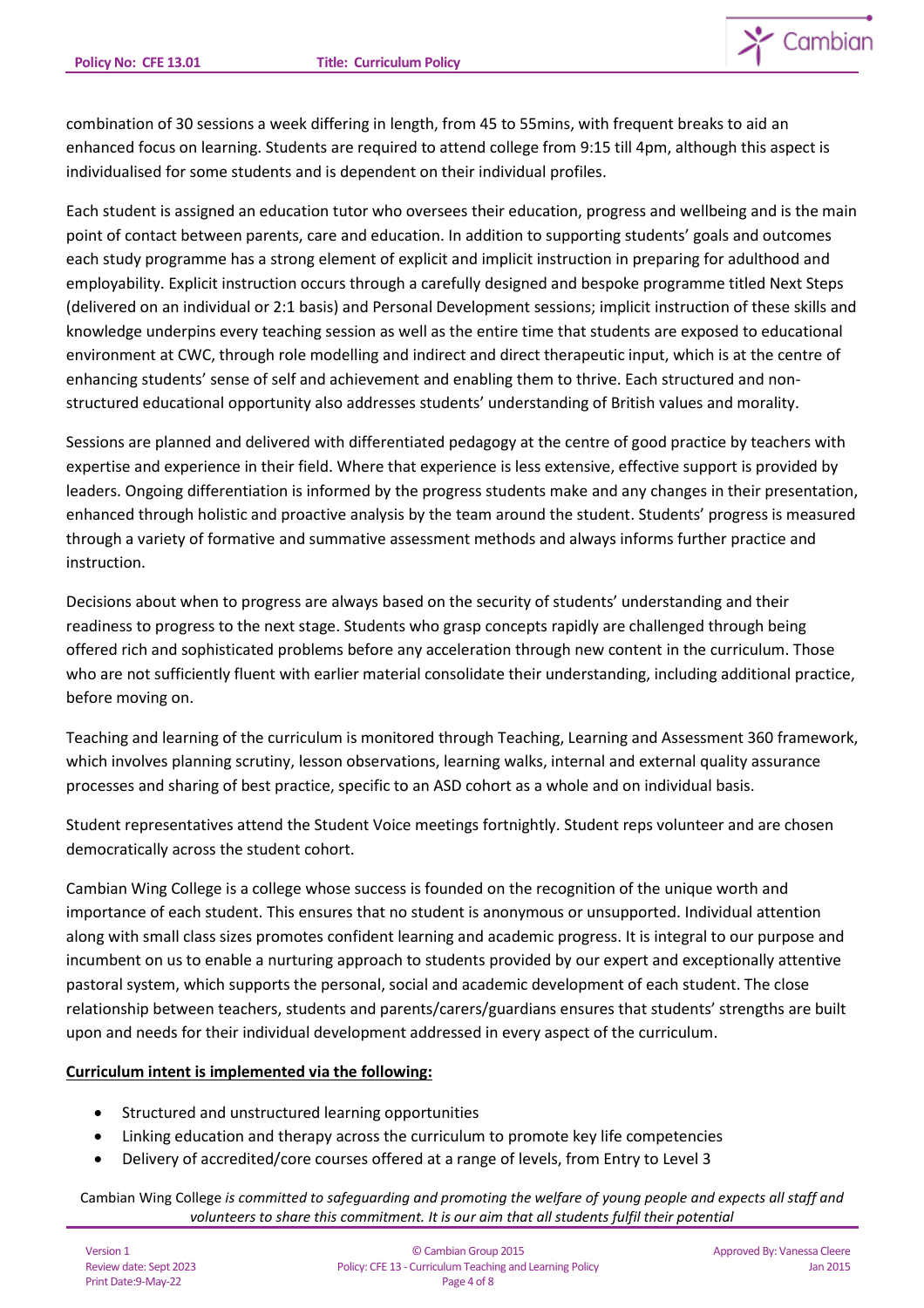combination of 30 sessions a week differing in length, from 45 to 55mins, with frequent breaks to aid an enhanced focus on learning. Students are required to attend college from 9:15 till 4pm, although this aspect is individualised for some students and is dependent on their individual profiles.

Each student is assigned an education tutor who oversees their education, progress and wellbeing and is the main point of contact between parents, care and education. In addition to supporting students' goals and outcomes each study programme has a strong element of explicit and implicit instruction in preparing for adulthood and employability. Explicit instruction occurs through a carefully designed and bespoke programme titled Next Steps (delivered on an individual or 2:1 basis) and Personal Development sessions; implicit instruction of these skills and knowledge underpins every teaching session as well as the entire time that students are exposed to educational environment at CWC, through role modelling and indirect and direct therapeutic input, which is at the centre of enhancing students' sense of self and achievement and enabling them to thrive. Each structured and non-structured educational opportunity also addresses students' understanding of British values and morality.

Sessions are planned and delivered with differentiated pedagogy at the centre of good practice by teachers with expertise and experience in their field. Where that experience is less extensive, effective support is provided by leaders. Ongoing differentiation is informed by the progress students make and any changes in their presentation, enhanced through holistic and proactive analysis by the team around the student. Students' progress is measured through a variety of formative and summative assessment methods and always informs further practice and instruction.

Decisions about when to progress are always based on the security of students' understanding and their readiness to progress to the next stage. Students who grasp concepts rapidly are challenged through being offered rich and sophisticated problems before any acceleration through new content in the curriculum. Those who are not sufficiently fluent with earlier material consolidate their understanding, including additional practice, before moving on.

Teaching and learning of the curriculum is monitored through Teaching, Learning and Assessment 360 framework, which involves planning scrutiny, lesson observations, learning walks, internal and external quality assurance processes and sharing of best practice, specific to an ASD cohort as a whole and on individual basis.

Student representatives attend the Student Voice meetings fortnightly. Student reps volunteer and are chosen democratically across the student cohort.

Cambian Wing College is a college whose success is founded on the recognition of the unique worth and importance of each student. This ensures that no student is anonymous or unsupported. Individual attention along with small class sizes promotes confident learning and academic progress. It is integral to our purpose and incumbent on us to enable a nurturing approach to students provided by our expert and exceptionally attentive pastoral system, which supports the personal, social and academic development of each student. The close relationship between teachers, students and parents/carers/guardians ensures that students' strengths are built upon and needs for their individual development addressed in every aspect of the curriculum.

**Curriculum intent is implemented via the following:**

- Structured and unstructured learning opportunities
- Linking education and therapy across the curriculum to promote key life competencies
- Delivery of accredited/core courses offered at a range of levels, from Entry to Level 3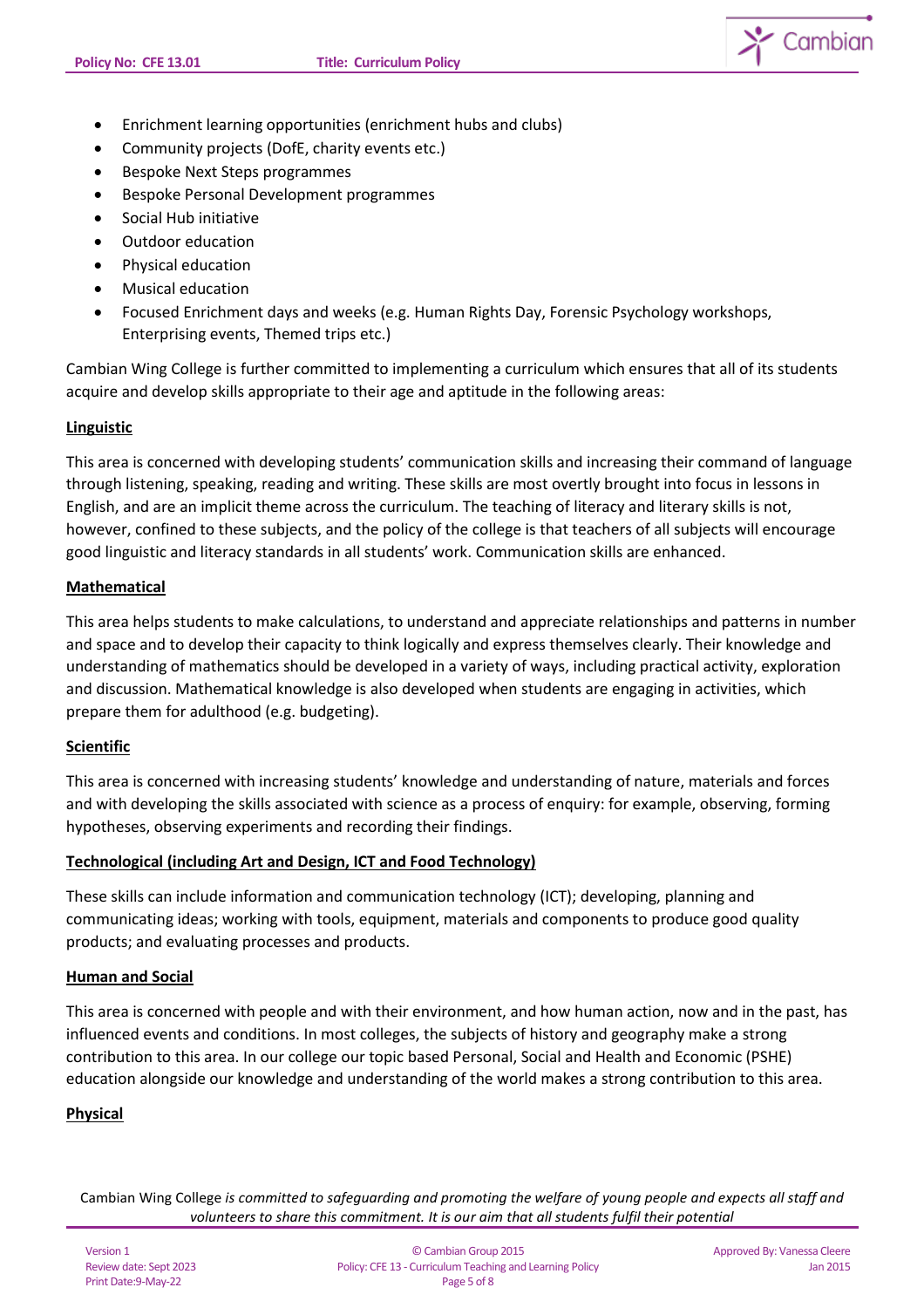- Enrichment learning opportunities (enrichment hubs and clubs)
- Community projects (DofE, charity events etc.)
- Bespoke Next Steps programmes
- Bespoke Personal Development programmes
- Social Hub initiative
- Outdoor education
- Physical education
- Musical education
- Focused Enrichment days and weeks (e.g. Human Rights Day, Forensic Psychology workshops, Enterprising events, Themed trips etc.)

Cambian Wing College is further committed to implementing a curriculum which ensures that all of its students acquire and develop skills appropriate to their age and aptitude in the following areas:

**Linguistic**

This area is concerned with developing students' communication skills and increasing their command of language through listening, speaking, reading and writing. These skills are most overtly brought into focus in lessons in English, and are an implicit theme across the curriculum. The teaching of literacy and literary skills is not, however, confined to these subjects, and the policy of the college is that teachers of all subjects will encourage good linguistic and literacy standards in all students' work. Communication skills are enhanced.

**Mathematical**

This area helps students to make calculations, to understand and appreciate relationships and patterns in number and space and to develop their capacity to think logically and express themselves clearly. Their knowledge and understanding of mathematics should be developed in a variety of ways, including practical activity, exploration and discussion. Mathematical knowledge is also developed when students are engaging in activities, which prepare them for adulthood (e.g. budgeting).

**Scientific**

This area is concerned with increasing students' knowledge and understanding of nature, materials and forces and with developing the skills associated with science as a process of enquiry: for example, observing, forming hypotheses, observing experiments and recording their findings.

**Technological (including Art and Design, ICT and Food Technology)**

These skills can include information and communication technology (ICT); developing, planning and communicating ideas; working with tools, equipment, materials and components to produce good quality products; and evaluating processes and products.

**Human and Social**

This area is concerned with people and with their environment, and how human action, now and in the past, has influenced events and conditions. In most colleges, the subjects of history and geography make a strong contribution to this area. In our college our topic based Personal, Social and Health and Economic (PSHE) education alongside our knowledge and understanding of the world makes a strong contribution to this area.

**Physical**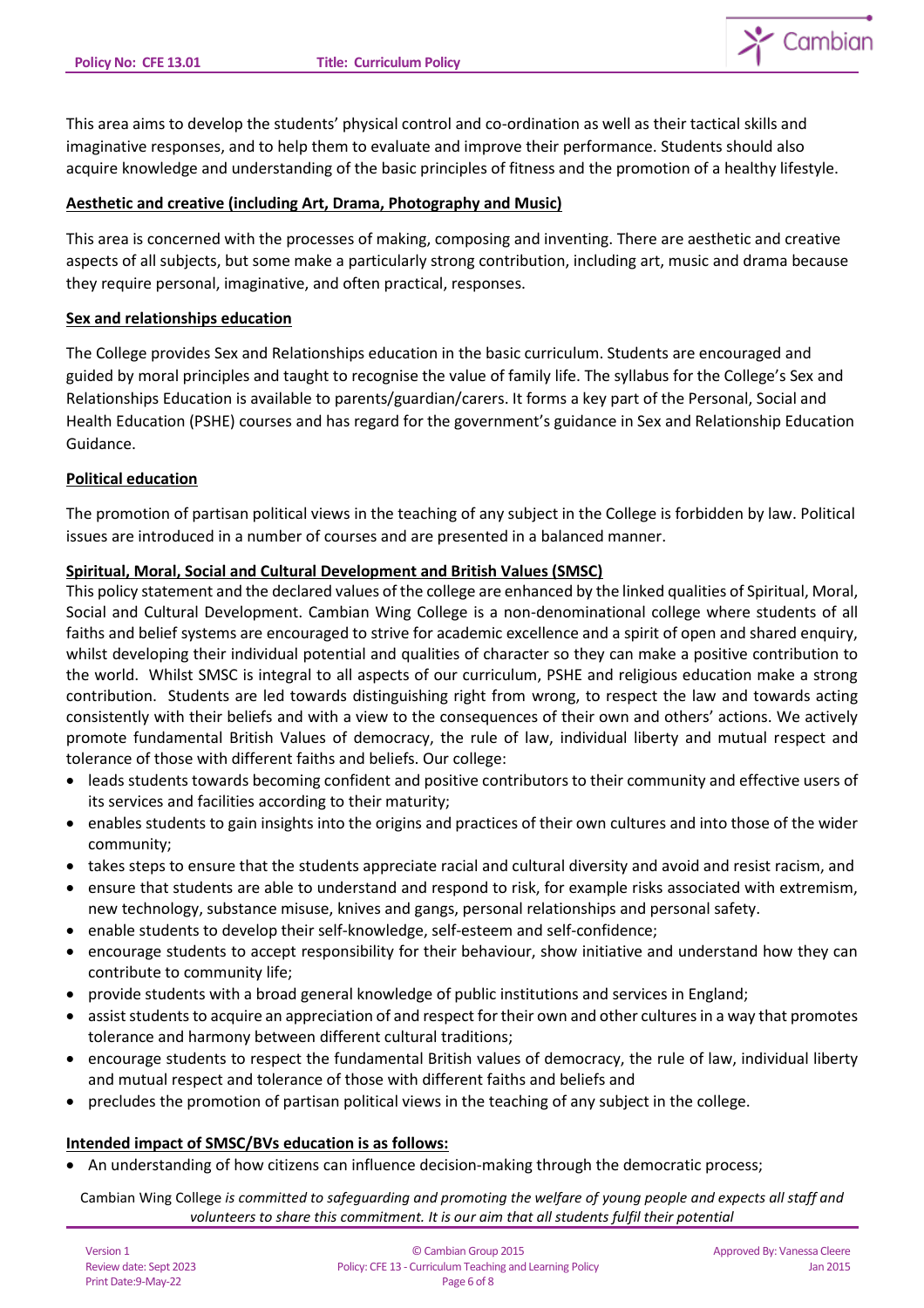This area aims to develop the students' physical control and co-ordination as well as their tactical skills and imaginative responses, and to help them to evaluate and improve their performance. Students should also acquire knowledge and understanding of the basic principles of fitness and the promotion of a healthy lifestyle.

**Aesthetic and creative (including Art, Drama, Photography and Music)**

This area is concerned with the processes of making, composing and inventing. There are aesthetic and creative aspects of all subjects, but some make a particularly strong contribution, including art, music and drama because they require personal, imaginative, and often practical, responses.

**Sex and relationships education**

The College provides Sex and Relationships education in the basic curriculum. Students are encouraged and guided by moral principles and taught to recognise the value of family life. The syllabus for the College's Sex and Relationships Education is available to parents/guardian/carers. It forms a key part of the Personal, Social and Health Education (PSHE) courses and has regard for the government's guidance in Sex and Relationship Education Guidance.

**Political education**

The promotion of partisan political views in the teaching of any subject in the College is forbidden by law. Political issues are introduced in a number of courses and are presented in a balanced manner.

**Spiritual, Moral, Social and Cultural Development and British Values (SMSC)**

This policy statement and the declared values of the college are enhanced by the linked qualities of Spiritual, Moral, Social and Cultural Development. Cambian Wing College is a non-denominational college where students of all faiths and belief systems are encouraged to strive for academic excellence and a spirit of open and shared enquiry, whilst developing their individual potential and qualities of character so they can make a positive contribution to the world. Whilst SMSC is integral to all aspects of our curriculum, PSHE and religious education make a strong contribution. Students are led towards distinguishing right from wrong, to respect the law and towards acting consistently with their beliefs and with a view to the consequences of their own and others' actions. We actively promote fundamental British Values of democracy, the rule of law, individual liberty and mutual respect and tolerance of those with different faiths and beliefs. Our college:

- leads students towards becoming confident and positive contributors to their community and effective users of its services and facilities according to their maturity;
- enables students to gain insights into the origins and practices of their own cultures and into those of the wider community;
- takes steps to ensure that the students appreciate racial and cultural diversity and avoid and resist racism, and
- ensure that students are able to understand and respond to risk, for example risks associated with extremism, new technology, substance misuse, knives and gangs, personal relationships and personal safety.
- enable students to develop their self-knowledge, self-esteem and self-confidence;
- encourage students to accept responsibility for their behaviour, show initiative and understand how they can contribute to community life;
- provide students with a broad general knowledge of public institutions and services in England;
- assist students to acquire an appreciation of and respect for their own and other cultures in a way that promotes tolerance and harmony between different cultural traditions;
- encourage students to respect the fundamental British values of democracy, the rule of law, individual liberty and mutual respect and tolerance of those with different faiths and beliefs and
- precludes the promotion of partisan political views in the teaching of any subject in the college.

**Intended impact of SMSC/BVs education is as follows:**

- An understanding of how citizens can influence decision-making through the democratic process;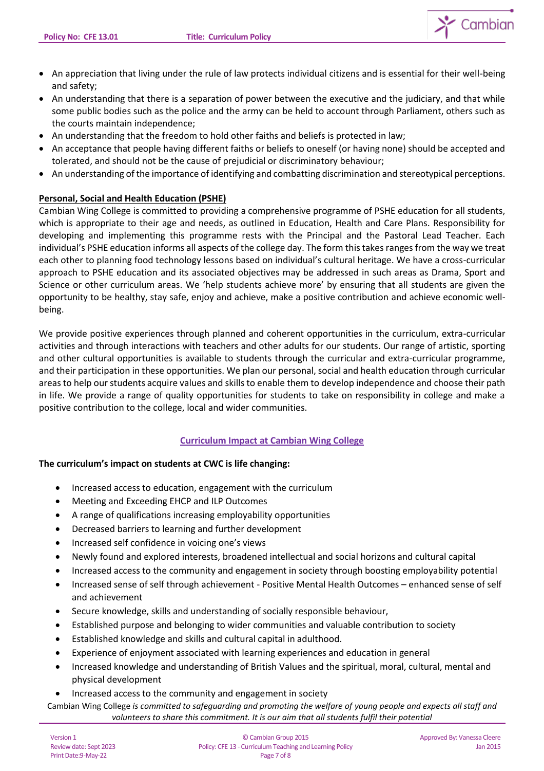- An appreciation that living under the rule of law protects individual citizens and is essential for their well-being and safety;
- An understanding that there is a separation of power between the executive and the judiciary, and that while some public bodies such as the police and the army can be held to account through Parliament, others such as the courts maintain independence;
- An understanding that the freedom to hold other faiths and beliefs is protected in law;
- An acceptance that people having different faiths or beliefs to oneself (or having none) should be accepted and tolerated, and should not be the cause of prejudicial or discriminatory behaviour;
- An understanding of the importance of identifying and combatting discrimination and stereotypical perceptions.

**Personal, Social and Health Education (PSHE)**

Cambian Wing College is committed to providing a comprehensive programme of PSHE education for all students, which is appropriate to their age and needs, as outlined in Education, Health and Care Plans. Responsibility for developing and implementing this programme rests with the Principal and the Pastoral Lead Teacher. Each individual's PSHE education informs all aspects of the college day. The form this takes ranges from the way we treat each other to planning food technology lessons based on individual's cultural heritage. We have a cross-curricular approach to PSHE education and its associated objectives may be addressed in such areas as Drama, Sport and Science or other curriculum areas. We 'help students achieve more' by ensuring that all students are given the opportunity to be healthy, stay safe, enjoy and achieve, make a positive contribution and achieve economic well-being.

We provide positive experiences through planned and coherent opportunities in the curriculum, extra-curricular activities and through interactions with teachers and other adults for our students. Our range of artistic, sporting and other cultural opportunities is available to students through the curricular and extra-curricular programme, and their participation in these opportunities. We plan our personal, social and health education through curricular areas to help our students acquire values and skills to enable them to develop independence and choose their path in life. We provide a range of quality opportunities for students to take on responsibility in college and make a positive contribution to the college, local and wider communities.

## Curriculum Impact at Cambian Wing College

**The curriculum's impact on students at CWC is life changing:**

- Increased access to education, engagement with the curriculum
- Meeting and Exceeding EHCP and ILP Outcomes
- A range of qualifications increasing employability opportunities
- Decreased barriers to learning and further development
- Increased self confidence in voicing one's views
- Newly found and explored interests, broadened intellectual and social horizons and cultural capital
- Increased access to the community and engagement in society through boosting employability potential
- Increased sense of self through achievement - Positive Mental Health Outcomes – enhanced sense of self and achievement
- Secure knowledge, skills and understanding of socially responsible behaviour,
- Established purpose and belonging to wider communities and valuable contribution to society
- Established knowledge and skills and cultural capital in adulthood.
- Experience of enjoyment associated with learning experiences and education in general
- Increased knowledge and understanding of British Values and the spiritual, moral, cultural, mental and physical development
- Increased access to the community and engagement in society

Cambian Wing College *is committed to safeguarding and promoting the welfare of young people and expects all staff and volunteers to share this commitment. It is our aim that all students fulfil their potential*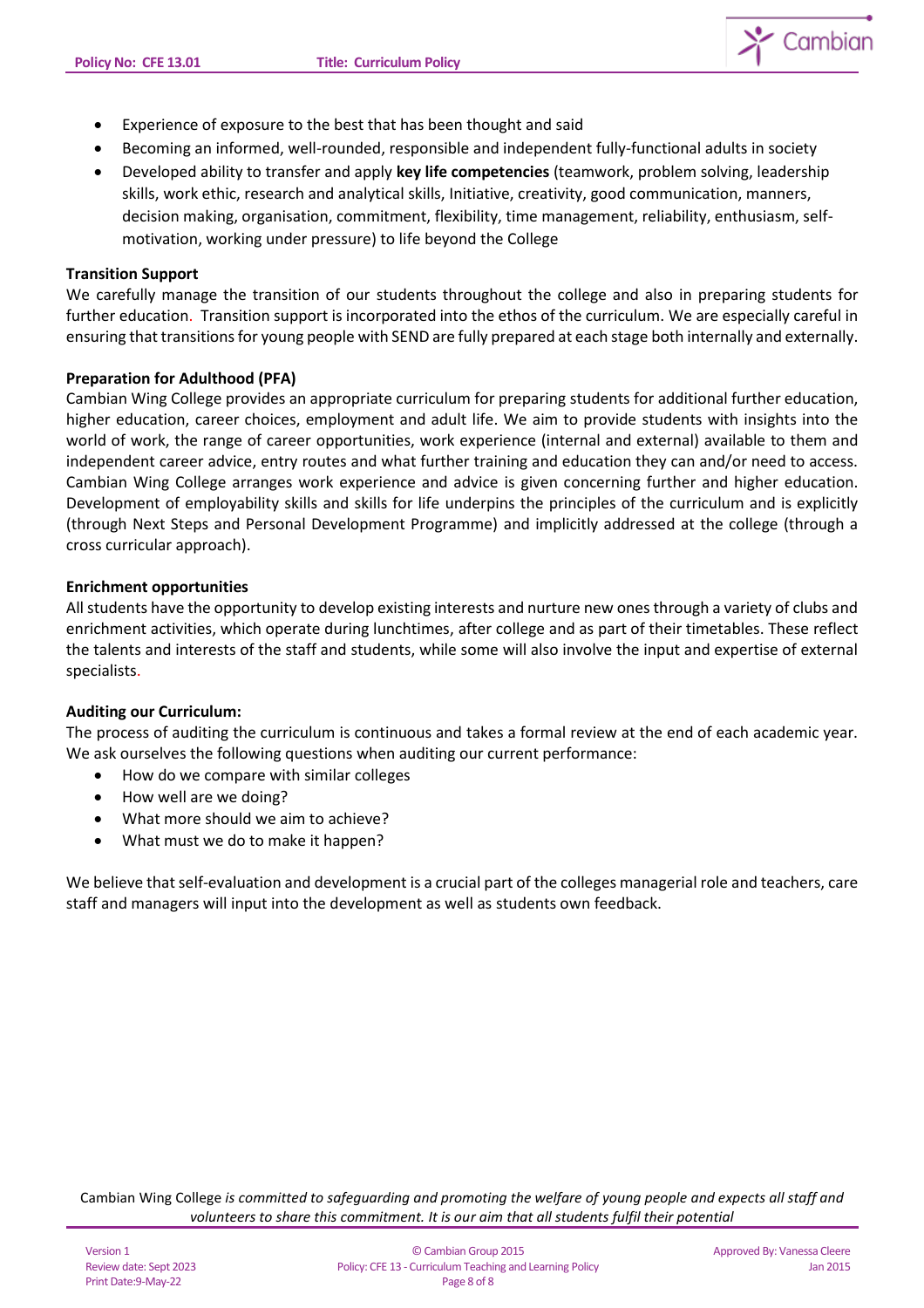- Experience of exposure to the best that has been thought and said
- Becoming an informed, well-rounded, responsible and independent fully-functional adults in society
- Developed ability to transfer and apply **key life competencies** (teamwork, problem solving, leadership skills, work ethic, research and analytical skills, Initiative, creativity, good communication, manners, decision making, organisation, commitment, flexibility, time management, reliability, enthusiasm, self-motivation, working under pressure) to life beyond the College

**Transition Support**

We carefully manage the transition of our students throughout the college and also in preparing students for further education. Transition support is incorporated into the ethos of the curriculum. We are especially careful in ensuring that transitions for young people with SEND are fully prepared at each stage both internally and externally.

**Preparation for Adulthood (PFA)**

Cambian Wing College provides an appropriate curriculum for preparing students for additional further education, higher education, career choices, employment and adult life. We aim to provide students with insights into the world of work, the range of career opportunities, work experience (internal and external) available to them and independent career advice, entry routes and what further training and education they can and/or need to access. Cambian Wing College arranges work experience and advice is given concerning further and higher education. Development of employability skills and skills for life underpins the principles of the curriculum and is explicitly (through Next Steps and Personal Development Programme) and implicitly addressed at the college (through a cross curricular approach).

**Enrichment opportunities**

All students have the opportunity to develop existing interests and nurture new ones through a variety of clubs and enrichment activities, which operate during lunchtimes, after college and as part of their timetables. These reflect the talents and interests of the staff and students, while some will also involve the input and expertise of external specialists.

**Auditing our Curriculum:**

The process of auditing the curriculum is continuous and takes a formal review at the end of each academic year. We ask ourselves the following questions when auditing our current performance:

- How do we compare with similar colleges
- How well are we doing?
- What more should we aim to achieve?
- What must we do to make it happen?

We believe that self-evaluation and development is a crucial part of the colleges managerial role and teachers, care staff and managers will input into the development as well as students own feedback.

Cambian Wing College *is committed to safeguarding and promoting the welfare of young people and expects all staff and volunteers to share this commitment. It is our aim that all students fulfil their potential*